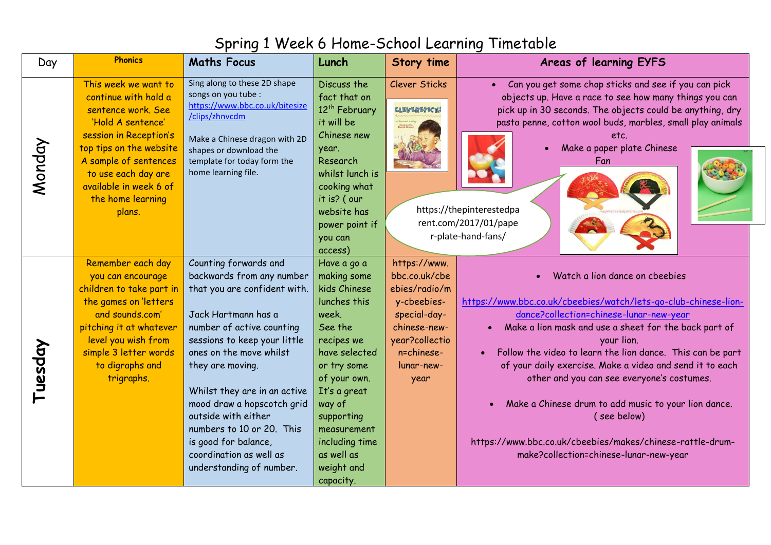# Spring 1 Week 6 Home-School Learning Timetable

| Day | Phonics | Maths Focus | Lunch | Story time | Areas of learning EYFS |
|---|---|---|---|---|---|
| Monday | This week we want to continue with hold a sentence work. See 'Hold A sentence' session in Reception's top tips on the website A sample of sentences to use each day are available in week 6 of the home learning plans. | Sing along to these 2D shape songs on you tube : https://www.bbc.co.uk/bitesize/clips/zhnvcdm<br><br>Make a Chinese dragon with 2D shapes or download the template for today form the home learning file. | Discuss the fact that on 12th February it will be Chinese new year. Research whilst lunch is cooking what it is? ( our website has power point if you can access) | Clever Sticks | • Can you get some chop sticks and see if you can pick objects up. Have a race to see how many things you can pick up in 30 seconds. The objects could be anything, dry pasta penne, cotton wool buds, marbles, small play animals etc.<br>• Make a paper plate Chinese Fan<br><br>https://thepinterestedparent.com/2017/01/paper-plate-hand-fans/ |
| Tuesday | Remember each day you can encourage children to take part in the games on 'letters and sounds.com' pitching it at whatever level you wish from simple 3 letter words to digraphs and trigraphs. | Counting forwards and backwards from any number that you are confident with.<br><br>Jack Hartmann has a number of active counting sessions to keep your little ones on the move whilst they are moving.<br><br>Whilst they are in an active mood draw a hopscotch grid outside with either numbers to 10 or 20. This is good for balance, coordination as well as understanding of number. | Have a go a making some kids Chinese lunches this week. See the recipes we have selected or try some of your own. It's a great way of supporting measurement including time as well as weight and capacity. | https://www.bbc.co.uk/cbeebies/radio/my-cbeebies-special-day-chinese-new-year?collection=chinese-lunar-new-year | • Watch a lion dance on cbeebies<br><br>https://www.bbc.co.uk/cbeebies/watch/lets-go-club-chinese-lion-dance?collection=chinese-lunar-new-year<br>• Make a lion mask and use a sheet for the back part of your lion.<br>• Follow the video to learn the lion dance. This can be part of your daily exercise. Make a video and send it to each other and you can see everyone's costumes.<br><br>• Make a Chinese drum to add music to your lion dance. ( see below)<br><br>https://www.bbc.co.uk/cbeebies/makes/chinese-rattle-drum-make?collection=chinese-lunar-new-year |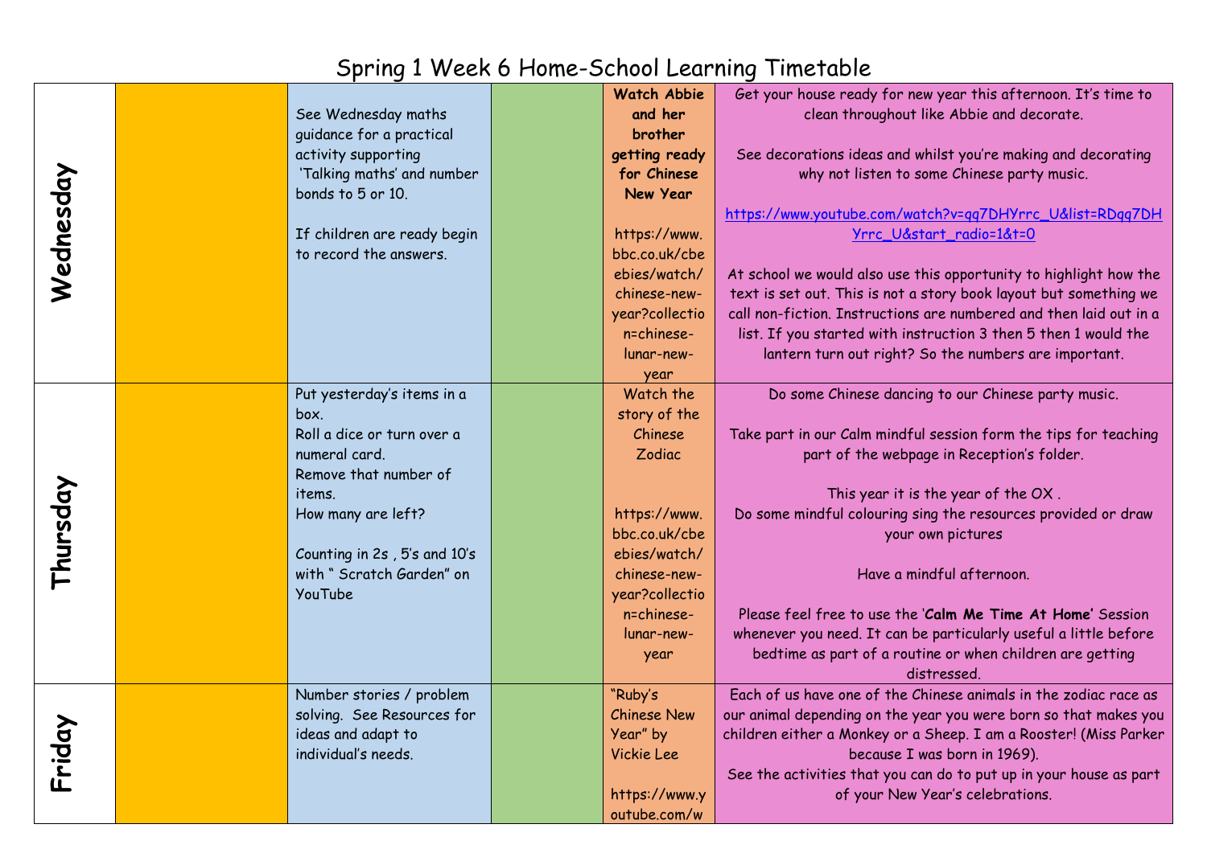# Spring 1 Week 6 Home-School Learning Timetable

| | | | | | |
|---|---|---|---|---|---|
| **Wednesday** | | See Wednesday maths guidance for a practical activity supporting 'Talking maths' and number bonds to 5 or 10.<br><br>If children are ready begin to record the answers. | | **Watch Abbie and her brother getting ready for Chinese New Year**<br><br>https://www.bbc.co.uk/cbeebies/watch/chinese-new-year?collection=chinese-lunar-new-year | Get your house ready for new year this afternoon. It's time to clean throughout like Abbie and decorate.<br><br>See decorations ideas and whilst you're making and decorating why not listen to some Chinese party music.<br><br>https://www.youtube.com/watch?v=qq7DHYrrc_U&list=RDqq7DHYrrc_U&start_radio=1&t=0<br><br>At school we would also use this opportunity to highlight how the text is set out. This is not a story book layout but something we call non-fiction. Instructions are numbered and then laid out in a list. If you started with instruction 3 then 5 then 1 would the lantern turn out right? So the numbers are important. |
| **Thursday** | | Put yesterday's items in a box.<br>Roll a dice or turn over a numeral card.<br>Remove that number of items.<br>How many are left?<br><br>Counting in 2s , 5's and 10's with " Scratch Garden" on YouTube | | Watch the story of the Chinese Zodiac<br><br>https://www.bbc.co.uk/cbeebies/watch/chinese-new-year?collection=chinese-lunar-new-year | Do some Chinese dancing to our Chinese party music.<br><br>Take part in our Calm mindful session form the tips for teaching part of the webpage in Reception's folder.<br><br>This year it is the year of the OX .<br>Do some mindful colouring sing the resources provided or draw your own pictures<br><br>Have a mindful afternoon.<br><br>Please feel free to use the '**Calm Me Time At Home**' Session whenever you need. It can be particularly useful a little before bedtime as part of a routine or when children are getting distressed. |
| **Friday** | | Number stories / problem solving. See Resources for ideas and adapt to individual's needs. | | "Ruby's Chinese New Year" by Vickie Lee<br><br>https://www.youtube.com/w | Each of us have one of the Chinese animals in the zodiac race as our animal depending on the year you were born so that makes you children either a Monkey or a Sheep. I am a Rooster! (Miss Parker because I was born in 1969).<br>See the activities that you can do to put up in your house as part of your New Year's celebrations. |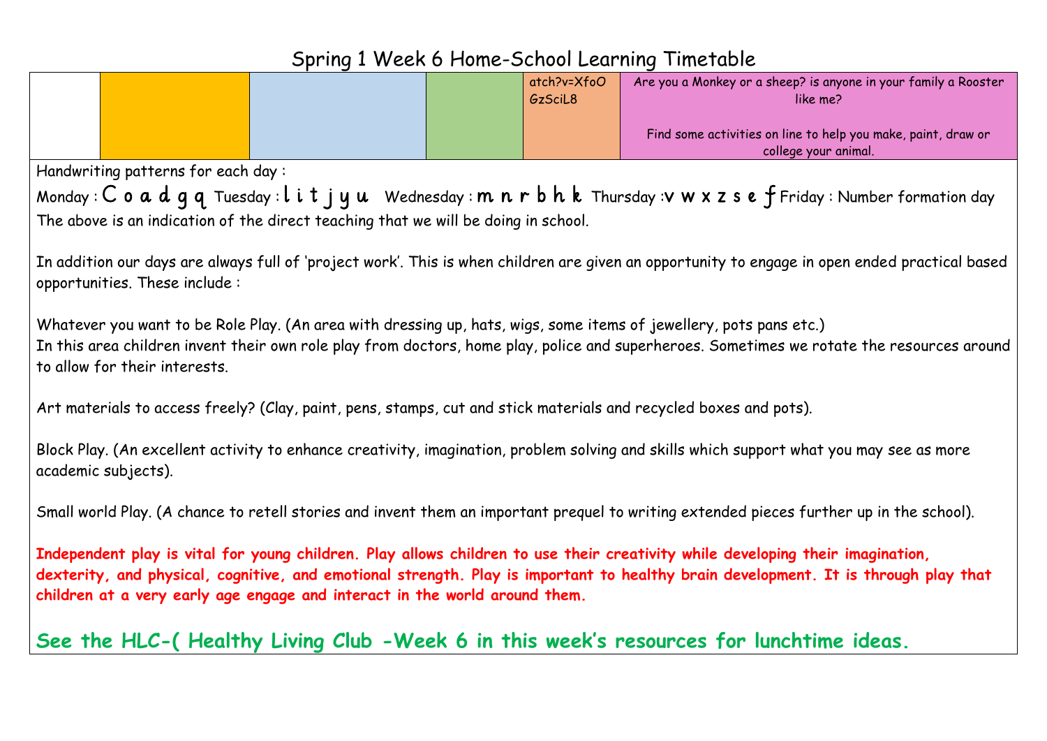# Spring 1 Week 6 Home-School Learning Timetable

| | | | | | |
|---|---|---|---|---|---|
| | | | | atch?v=XfoOGzSciL8 | Are you a Monkey or a sheep? is anyone in your family a Rooster like me?<br><br>Find some activities on line to help you make, paint, draw or college your animal. |

Handwriting patterns for each day :

Monday : C o a d g q Tuesday : l i t j y u Wednesday : m n r b h k Thursday : v w x z s e f Friday : Number formation day

The above is an indication of the direct teaching that we will be doing in school.

In addition our days are always full of 'project work'. This is when children are given an opportunity to engage in open ended practical based opportunities. These include :

Whatever you want to be Role Play. (An area with dressing up, hats, wigs, some items of jewellery, pots pans etc.)
In this area children invent their own role play from doctors, home play, police and superheroes. Sometimes we rotate the resources around to allow for their interests.

Art materials to access freely? (Clay, paint, pens, stamps, cut and stick materials and recycled boxes and pots).

Block Play. (An excellent activity to enhance creativity, imagination, problem solving and skills which support what you may see as more academic subjects).

Small world Play. (A chance to retell stories and invent them an important prequel to writing extended pieces further up in the school).

**Independent play is vital for young children. Play allows children to use their creativity while developing their imagination, dexterity, and physical, cognitive, and emotional strength. Play is important to healthy brain development. It is through play that children at a very early age engage and interact in the world around them.**

**See the HLC-( Healthy Living Club -Week 6 in this week's resources for lunchtime ideas.**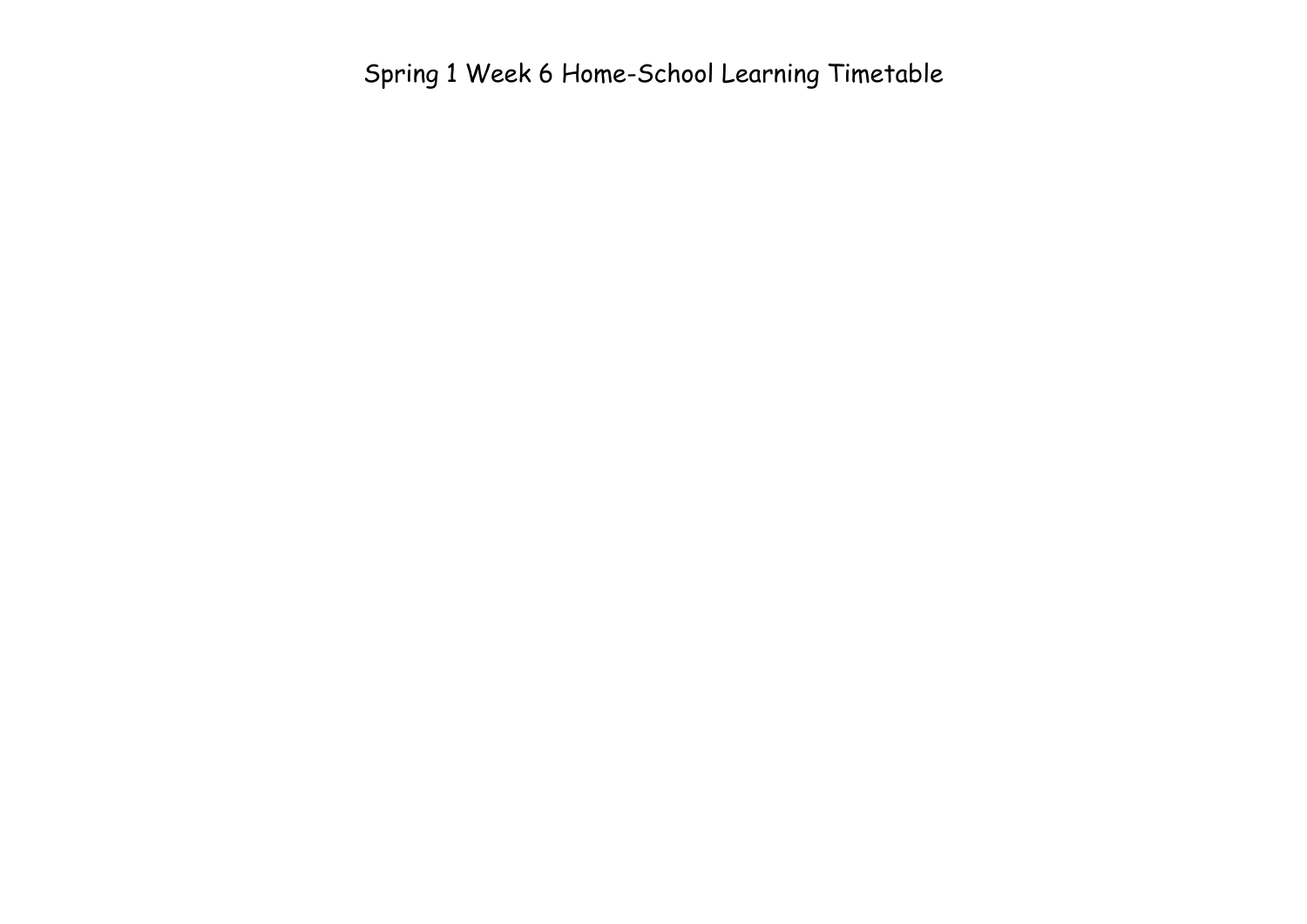Spring 1 Week 6 Home-School Learning Timetable